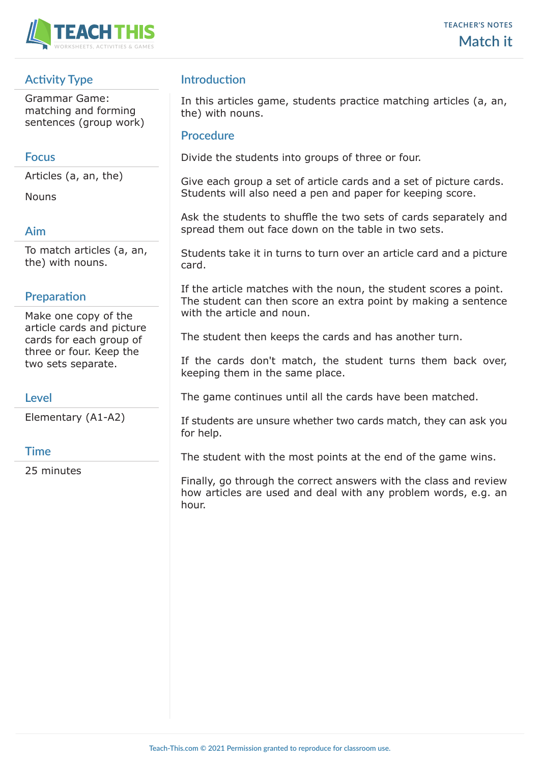TEACHER'S NOTES

# Match it

## Activity Type

Grammar Game: matching and forming sentences (group work)

## Focus

Articles (a, an, the)

Nouns

## Aim

To match articles (a, an, the) with nouns.

## Preparation

Make one copy of the article cards and picture cards for each group of three or four. Keep the two sets separate.

## Level

Elementary (A1-A2)

## Time

25 minutes

## Introduction

In this articles game, students practice matching articles (a, an, the) with nouns.

## Procedure

Divide the students into groups of three or four.

Give each group a set of article cards and a set of picture cards. Students will also need a pen and paper for keeping score.

Ask the students to shuffle the two sets of cards separately and spread them out face down on the table in two sets.

Students take it in turns to turn over an article card and a picture card.

If the article matches with the noun, the student scores a point. The student can then score an extra point by making a sentence with the article and noun.

The student then keeps the cards and has another turn.

If the cards don't match, the student turns them back over, keeping them in the same place.

The game continues until all the cards have been matched.

If students are unsure whether two cards match, they can ask you for help.

The student with the most points at the end of the game wins.

Finally, go through the correct answers with the class and review how articles are used and deal with any problem words, e.g. an hour.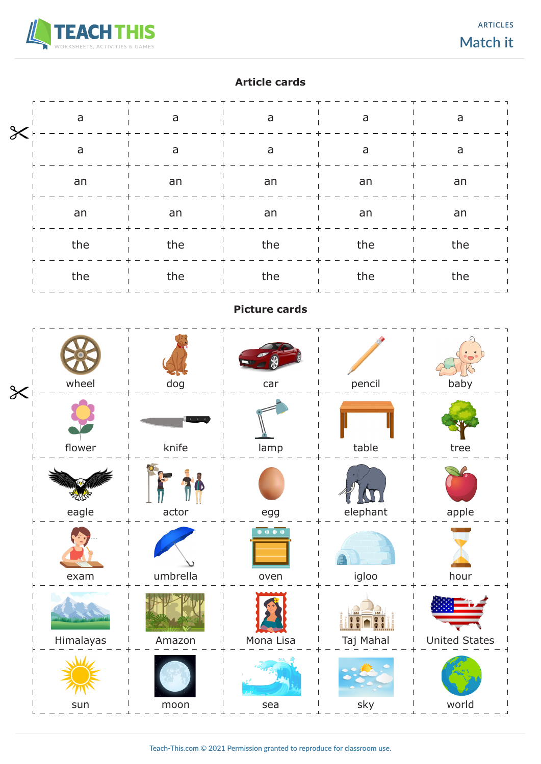## Article cards

| | | | | |
|---|---|---|---|---|
| a | a | a | a | a |
| a | a | a | a | a |
| an | an | an | an | an |
| an | an | an | an | an |
| the | the | the | the | the |
| the | the | the | the | the |

## Picture cards

| | | | | |
|---|---|---|---|---|
| wheel | dog | car | pencil | baby |
| flower | knife | lamp | table | tree |
| eagle | actor | egg | elephant | apple |
| exam | umbrella | oven | igloo | hour |
| Himalayas | Amazon | Mona Lisa | Taj Mahal | United States |
| sun | moon | sea | sky | world |